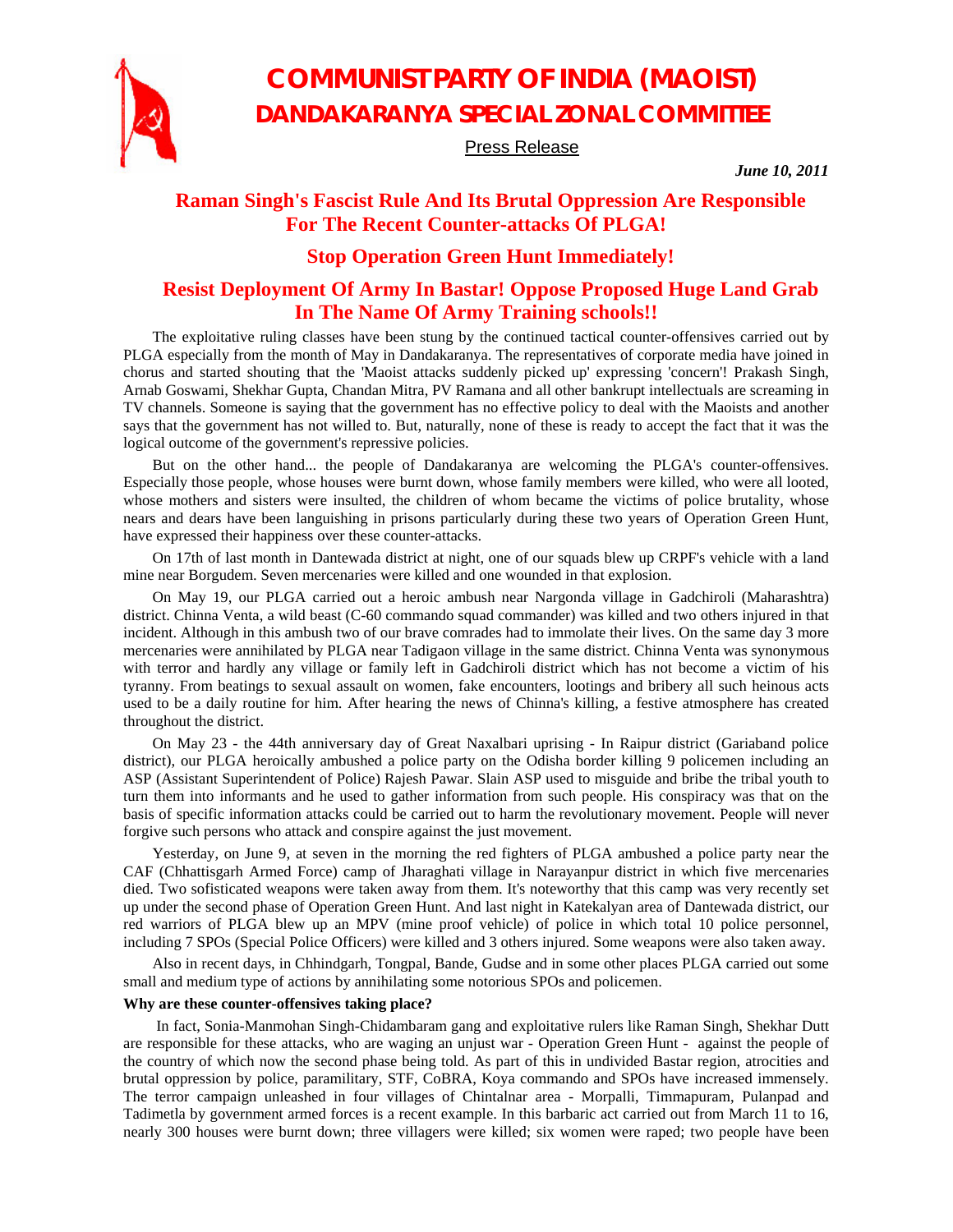# COMMUNIST PARTY OF INDIA (MAOIST)

## DANDAKARANYA SPECIAL ZONAL COMMITTEE

Press Release

*June 10, 2011*

## Raman Singh's Fascist Rule And Its Brutal Oppression Are Responsible For The Recent Counter-attacks Of PLGA!

## Stop Operation Green Hunt Immediately!

## Resist Deployment Of Army In Bastar! Oppose Proposed Huge Land Grab In The Name Of Army Training schools!!

The exploitative ruling classes have been stung by the continued tactical counter-offensives carried out by PLGA especially from the month of May in Dandakaranya. The representatives of corporate media have joined in chorus and started shouting that the 'Maoist attacks suddenly picked up' expressing 'concern'! Prakash Singh, Arnab Goswami, Shekhar Gupta, Chandan Mitra, PV Ramana and all other bankrupt intellectuals are screaming in TV channels. Someone is saying that the government has no effective policy to deal with the Maoists and another says that the government has not willed to. But, naturally, none of these is ready to accept the fact that it was the logical outcome of the government's repressive policies.

But on the other hand... the people of Dandakaranya are welcoming the PLGA's counter-offensives. Especially those people, whose houses were burnt down, whose family members were killed, who were all looted, whose mothers and sisters were insulted, the children of whom became the victims of police brutality, whose nears and dears have been languishing in prisons particularly during these two years of Operation Green Hunt, have expressed their happiness over these counter-attacks.

On 17th of last month in Dantewada district at night, one of our squads blew up CRPF's vehicle with a land mine near Borgudem. Seven mercenaries were killed and one wounded in that explosion.

On May 19, our PLGA carried out a heroic ambush near Nargonda village in Gadchiroli (Maharashtra) district. Chinna Venta, a wild beast (C-60 commando squad commander) was killed and two others injured in that incident. Although in this ambush two of our brave comrades had to immolate their lives. On the same day 3 more mercenaries were annihilated by PLGA near Tadigaon village in the same district. Chinna Venta was synonymous with terror and hardly any village or family left in Gadchiroli district which has not become a victim of his tyranny. From beatings to sexual assault on women, fake encounters, lootings and bribery all such heinous acts used to be a daily routine for him. After hearing the news of Chinna's killing, a festive atmosphere has created throughout the district.

On May 23 - the 44th anniversary day of Great Naxalbari uprising - In Raipur district (Gariaband police district), our PLGA heroically ambushed a police party on the Odisha border killing 9 policemen including an ASP (Assistant Superintendent of Police) Rajesh Pawar. Slain ASP used to misguide and bribe the tribal youth to turn them into informants and he used to gather information from such people. His conspiracy was that on the basis of specific information attacks could be carried out to harm the revolutionary movement. People will never forgive such persons who attack and conspire against the just movement.

Yesterday, on June 9, at seven in the morning the red fighters of PLGA ambushed a police party near the CAF (Chhattisgarh Armed Force) camp of Jharaghati village in Narayanpur district in which five mercenaries died. Two sophisticated weapons were taken away from them. It's noteworthy that this camp was very recently set up under the second phase of Operation Green Hunt. And last night in Katekalyan area of Dantewada district, our red warriors of PLGA blew up an MPV (mine proof vehicle) of police in which total 10 police personnel, including 7 SPOs (Special Police Officers) were killed and 3 others injured. Some weapons were also taken away.

Also in recent days, in Chhindgarh, Tongpal, Bande, Gudse and in some other places PLGA carried out some small and medium type of actions by annihilating some notorious SPOs and policemen.

**Why are these counter-offensives taking place?**

In fact, Sonia-Manmohan Singh-Chidambaram gang and exploitative rulers like Raman Singh, Shekhar Dutt are responsible for these attacks, who are waging an unjust war - Operation Green Hunt - against the people of the country of which now the second phase being told. As part of this in undivided Bastar region, atrocities and brutal oppression by police, paramilitary, STF, CoBRA, Koya commando and SPOs have increased immensely. The terror campaign unleashed in four villages of Chintalnar area - Morpalli, Timmapuram, Pulanpad and Tadimetla by government armed forces is a recent example. In this barbaric act carried out from March 11 to 16, nearly 300 houses were burnt down; three villagers were killed; six women were raped; two people have been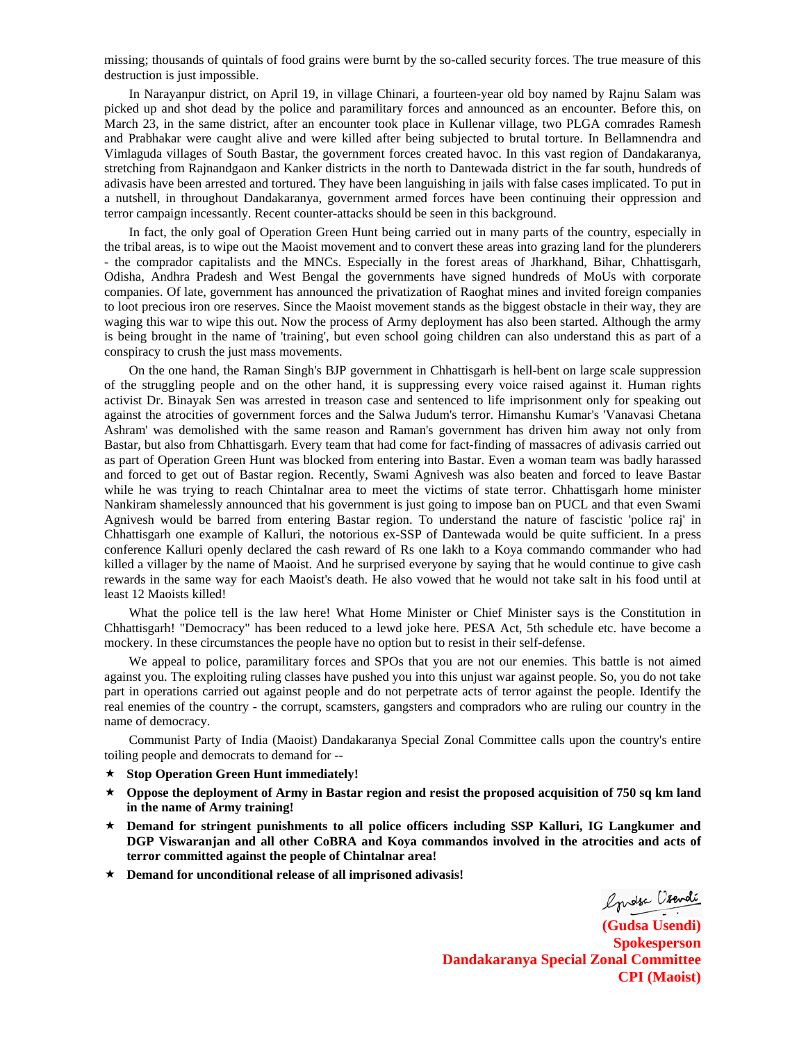missing; thousands of quintals of food grains were burnt by the so-called security forces. The true measure of this destruction is just impossible.

In Narayanpur district, on April 19, in village Chinari, a fourteen-year old boy named by Rajnu Salam was picked up and shot dead by the police and paramilitary forces and announced as an encounter. Before this, on March 23, in the same district, after an encounter took place in Kullenar village, two PLGA comrades Ramesh and Prabhakar were caught alive and were killed after being subjected to brutal torture. In Bellamnendra and Vimlaguda villages of South Bastar, the government forces created havoc. In this vast region of Dandakaranya, stretching from Rajnandgaon and Kanker districts in the north to Dantewada district in the far south, hundreds of adivasis have been arrested and tortured. They have been languishing in jails with false cases implicated. To put in a nutshell, in throughout Dandakaranya, government armed forces have been continuing their oppression and terror campaign incessantly. Recent counter-attacks should be seen in this background.

In fact, the only goal of Operation Green Hunt being carried out in many parts of the country, especially in the tribal areas, is to wipe out the Maoist movement and to convert these areas into grazing land for the plunderers - the comprador capitalists and the MNCs. Especially in the forest areas of Jharkhand, Bihar, Chhattisgarh, Odisha, Andhra Pradesh and West Bengal the governments have signed hundreds of MoUs with corporate companies. Of late, government has announced the privatization of Raoghat mines and invited foreign companies to loot precious iron ore reserves. Since the Maoist movement stands as the biggest obstacle in their way, they are waging this war to wipe this out. Now the process of Army deployment has also been started. Although the army is being brought in the name of 'training', but even school going children can also understand this as part of a conspiracy to crush the just mass movements.

On the one hand, the Raman Singh's BJP government in Chhattisgarh is hell-bent on large scale suppression of the struggling people and on the other hand, it is suppressing every voice raised against it. Human rights activist Dr. Binayak Sen was arrested in treason case and sentenced to life imprisonment only for speaking out against the atrocities of government forces and the Salwa Judum's terror. Himanshu Kumar's 'Vanavasi Chetana Ashram' was demolished with the same reason and Raman's government has driven him away not only from Bastar, but also from Chhattisgarh. Every team that had come for fact-finding of massacres of adivasis carried out as part of Operation Green Hunt was blocked from entering into Bastar. Even a woman team was badly harassed and forced to get out of Bastar region. Recently, Swami Agnivesh was also beaten and forced to leave Bastar while he was trying to reach Chintalnar area to meet the victims of state terror. Chhattisgarh home minister Nankiram shamelessly announced that his government is just going to impose ban on PUCL and that even Swami Agnivesh would be barred from entering Bastar region. To understand the nature of fascistic 'police raj' in Chhattisgarh one example of Kalluri, the notorious ex-SSP of Dantewada would be quite sufficient. In a press conference Kalluri openly declared the cash reward of Rs one lakh to a Koya commando commander who had killed a villager by the name of Maoist. And he surprised everyone by saying that he would continue to give cash rewards in the same way for each Maoist's death. He also vowed that he would not take salt in his food until at least 12 Maoists killed!

What the police tell is the law here! What Home Minister or Chief Minister says is the Constitution in Chhattisgarh! "Democracy" has been reduced to a lewd joke here. PESA Act, 5th schedule etc. have become a mockery. In these circumstances the people have no option but to resist in their self-defense.

We appeal to police, paramilitary forces and SPOs that you are not our enemies. This battle is not aimed against you. The exploiting ruling classes have pushed you into this unjust war against people. So, you do not take part in operations carried out against people and do not perpetrate acts of terror against the people. Identify the real enemies of the country - the corrupt, scamsters, gangsters and compradors who are ruling our country in the name of democracy.

Communist Party of India (Maoist) Dandakaranya Special Zonal Committee calls upon the country's entire toiling people and democrats to demand for --

- **Stop Operation Green Hunt immediately!**
- **Oppose the deployment of Army in Bastar region and resist the proposed acquisition of 750 sq km land in the name of Army training!**
- **Demand for stringent punishments to all police officers including SSP Kalluri, IG Langkumer and DGP Viswaranjan and all other CoBRA and Koya commandos involved in the atrocities and acts of terror committed against the people of Chintalnar area!**
- **Demand for unconditional release of all imprisoned adivasis!**

Gudsa Usendi

**(Gudsa Usendi)**
**Spokesperson**
**Dandakaranya Special Zonal Committee**
**CPI (Maoist)**